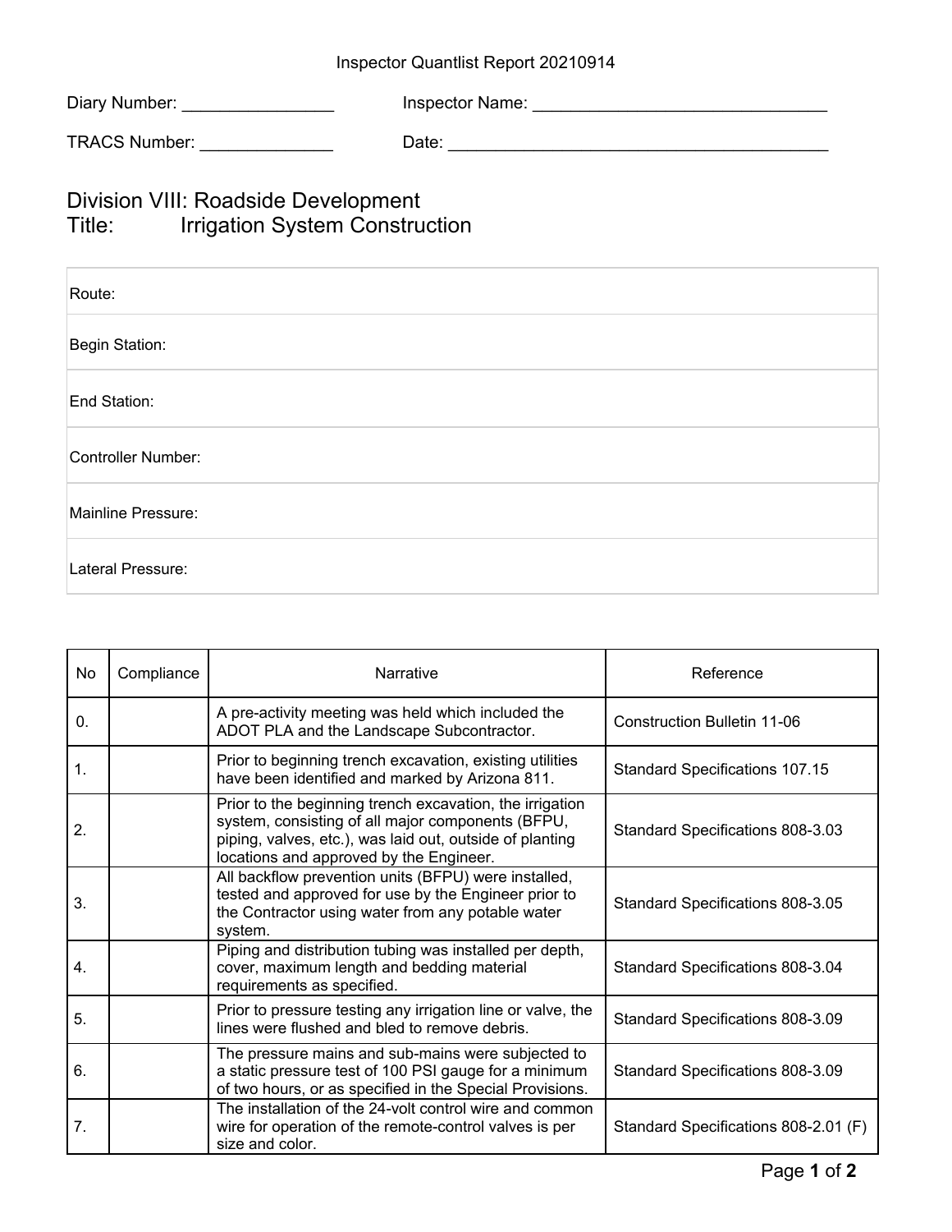Inspector Quantlist Report 20210914

Diary Number: ________________ Inspector Name: ________________________________

TRACS Number: ______________ Date: __________________________________________

# Division VIII: Roadside Development
# Title: Irrigation System Construction

| |
|---|
| Route: |
| Begin Station: |
| End Station: |
| Controller Number: |
| Mainline Pressure: |
| Lateral Pressure: |

| No | Compliance | Narrative | Reference |
|---|---|---|---|
| 0. | | A pre-activity meeting was held which included the ADOT PLA and the Landscape Subcontractor. | Construction Bulletin 11-06 |
| 1. | | Prior to beginning trench excavation, existing utilities have been identified and marked by Arizona 811. | Standard Specifications 107.15 |
| 2. | | Prior to the beginning trench excavation, the irrigation system, consisting of all major components (BFPU, piping, valves, etc.), was laid out, outside of planting locations and approved by the Engineer. | Standard Specifications 808-3.03 |
| 3. | | All backflow prevention units (BFPU) were installed, tested and approved for use by the Engineer prior to the Contractor using water from any potable water system. | Standard Specifications 808-3.05 |
| 4. | | Piping and distribution tubing was installed per depth, cover, maximum length and bedding material requirements as specified. | Standard Specifications 808-3.04 |
| 5. | | Prior to pressure testing any irrigation line or valve, the lines were flushed and bled to remove debris. | Standard Specifications 808-3.09 |
| 6. | | The pressure mains and sub-mains were subjected to a static pressure test of 100 PSI gauge for a minimum of two hours, or as specified in the Special Provisions. | Standard Specifications 808-3.09 |
| 7. | | The installation of the 24-volt control wire and common wire for operation of the remote-control valves is per size and color. | Standard Specifications 808-2.01 (F) |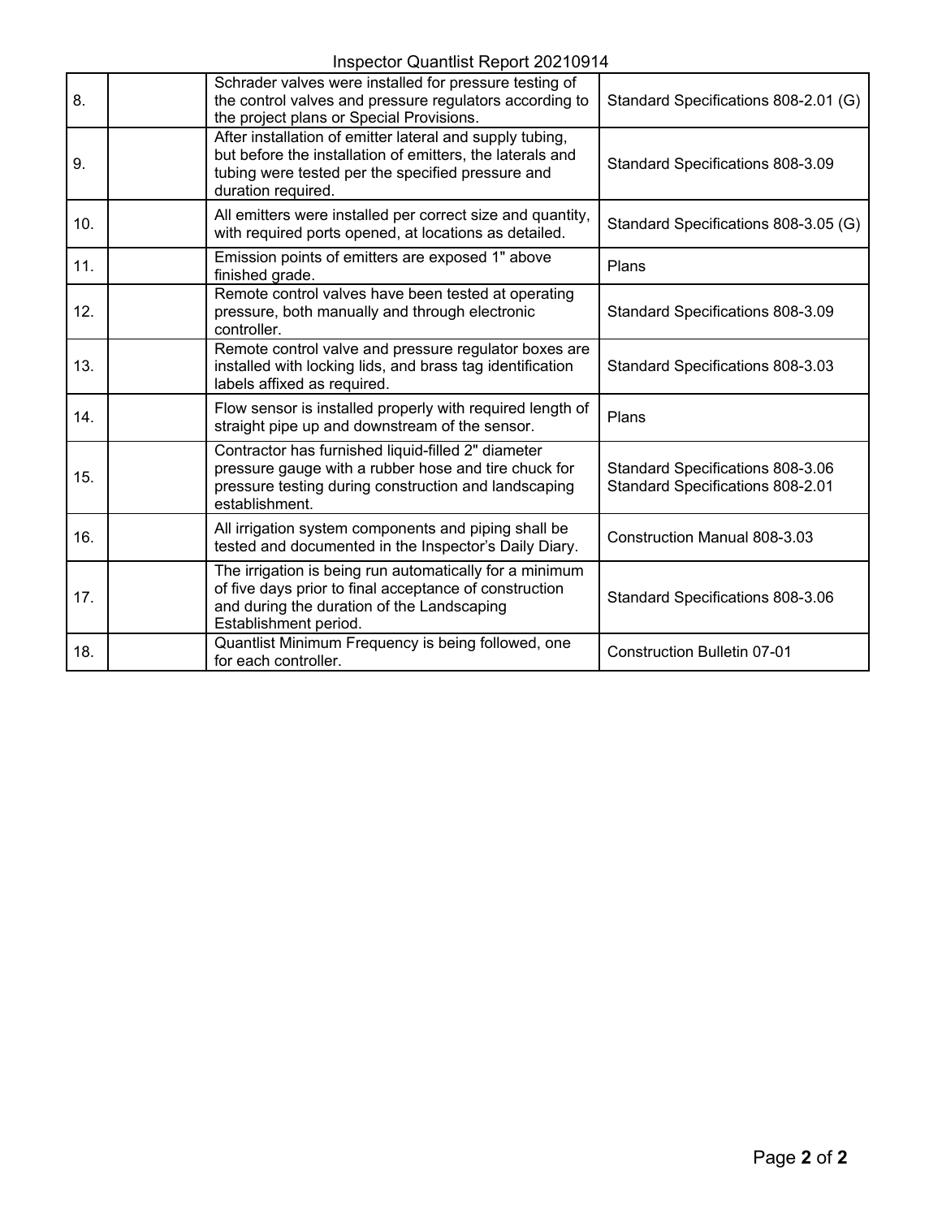| | | | |
|---|---|---|---|
| 8. | | Schrader valves were installed for pressure testing of the control valves and pressure regulators according to the project plans or Special Provisions. | Standard Specifications 808-2.01 (G) |
| 9. | | After installation of emitter lateral and supply tubing, but before the installation of emitters, the laterals and tubing were tested per the specified pressure and duration required. | Standard Specifications 808-3.09 |
| 10. | | All emitters were installed per correct size and quantity, with required ports opened, at locations as detailed. | Standard Specifications 808-3.05 (G) |
| 11. | | Emission points of emitters are exposed 1" above finished grade. | Plans |
| 12. | | Remote control valves have been tested at operating pressure, both manually and through electronic controller. | Standard Specifications 808-3.09 |
| 13. | | Remote control valve and pressure regulator boxes are installed with locking lids, and brass tag identification labels affixed as required. | Standard Specifications 808-3.03 |
| 14. | | Flow sensor is installed properly with required length of straight pipe up and downstream of the sensor. | Plans |
| 15. | | Contractor has furnished liquid-filled 2" diameter pressure gauge with a rubber hose and tire chuck for pressure testing during construction and landscaping establishment. | Standard Specifications 808-3.06<br>Standard Specifications 808-2.01 |
| 16. | | All irrigation system components and piping shall be tested and documented in the Inspector's Daily Diary. | Construction Manual 808-3.03 |
| 17. | | The irrigation is being run automatically for a minimum of five days prior to final acceptance of construction and during the duration of the Landscaping Establishment period. | Standard Specifications 808-3.06 |
| 18. | | Quantlist Minimum Frequency is being followed, one for each controller. | Construction Bulletin 07-01 |